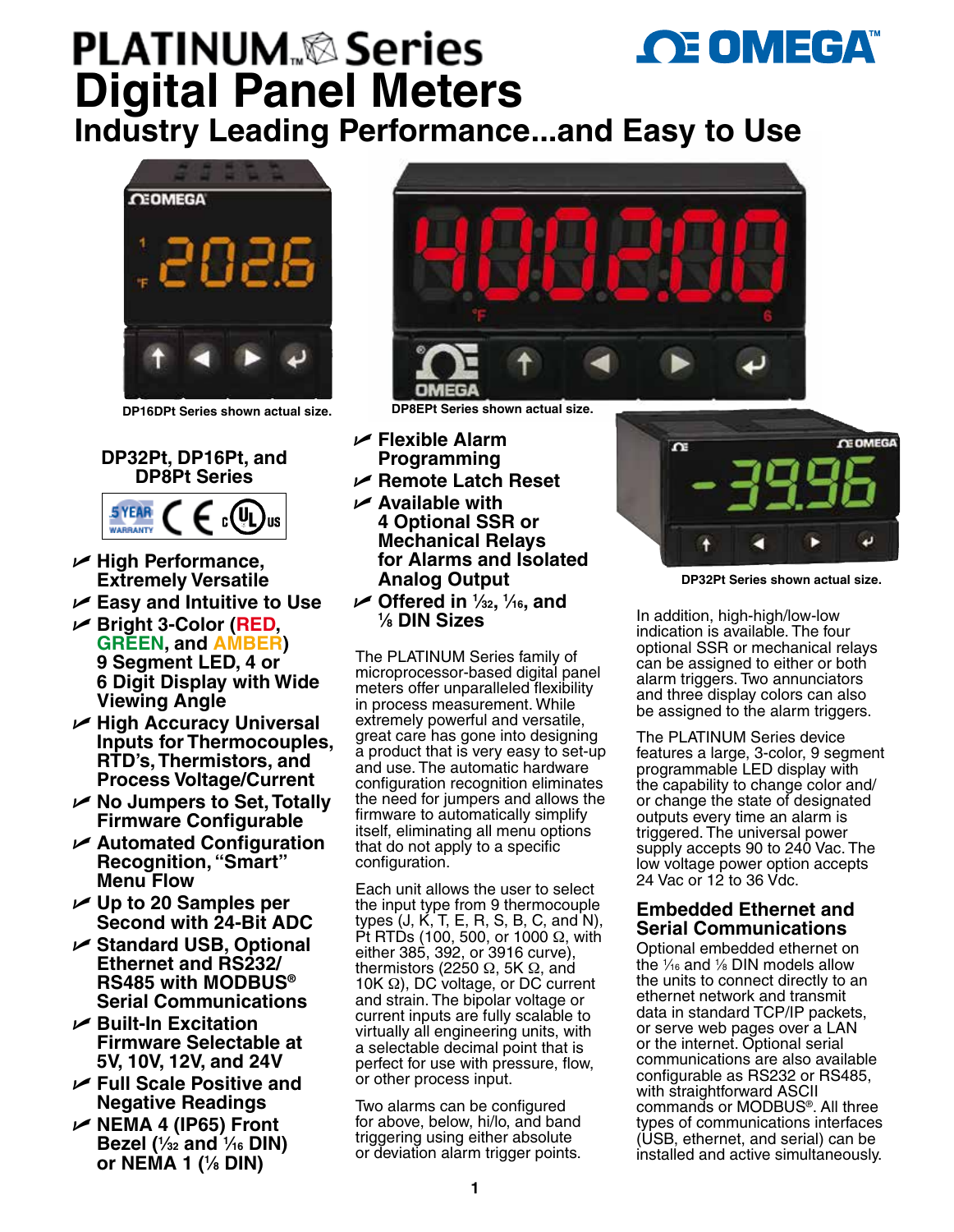# PLATINUM™ Series Digital Panel Meters

## Industry Leading Performance...and Easy to Use

DP16DPt Series shown actual size.

DP8EPt Series shown actual size.

DP32Pt Series shown actual size.

### DP32Pt, DP16Pt, and DP8Pt Series

- **High Performance, Extremely Versatile**
- **Easy and Intuitive to Use**
- **Bright 3-Color (RED, GREEN, and AMBER) 9 Segment LED, 4 or 6 Digit Display with Wide Viewing Angle**
- **High Accuracy Universal Inputs for Thermocouples, RTD's, Thermistors, and Process Voltage/Current**
- **No Jumpers to Set, Totally Firmware Configurable**
- **Automated Configuration Recognition, "Smart" Menu Flow**
- **Up to 20 Samples per Second with 24-Bit ADC**
- **Standard USB, Optional Ethernet and RS232/ RS485 with MODBUS® Serial Communications**
- **Built-In Excitation Firmware Selectable at 5V, 10V, 12V, and 24V**
- **Full Scale Positive and Negative Readings**
- **NEMA 4 (IP65) Front Bezel (1⁄32 and 1⁄16 DIN) or NEMA 1 (1⁄8 DIN)**
- **Flexible Alarm Programming**
- **Remote Latch Reset**
- **Available with 4 Optional SSR or Mechanical Relays for Alarms and Isolated Analog Output**
- **Offered in 1⁄32, 1⁄16, and 1⁄8 DIN Sizes**

The PLATINUM Series family of microprocessor-based digital panel meters offer unparalleled flexibility in process measurement. While extremely powerful and versatile, great care has gone into designing a product that is very easy to set-up and use. The automatic hardware configuration recognition eliminates the need for jumpers and allows the firmware to automatically simplify itself, eliminating all menu options that do not apply to a specific configuration.

Each unit allows the user to select the input type from 9 thermocouple types (J, K, T, E, R, S, B, C, and N), Pt RTDs (100, 500, or 1000 Ω, with either 385, 392, or 3916 curve), thermistors (2250 Ω, 5K Ω, and 10K Ω), DC voltage, or DC current and strain. The bipolar voltage or current inputs are fully scalable to virtually all engineering units, with a selectable decimal point that is perfect for use with pressure, flow, or other process input.

Two alarms can be configured for above, below, hi/lo, and band triggering using either absolute or deviation alarm trigger points.

In addition, high-high/low-low indication is available. The four optional SSR or mechanical relays can be assigned to either or both alarm triggers. Two annunciators and three display colors can also be assigned to the alarm triggers.

The PLATINUM Series device features a large, 3-color, 9 segment programmable LED display with the capability to change color and/ or change the state of designated outputs every time an alarm is triggered. The universal power supply accepts 90 to 240 Vac. The low voltage power option accepts 24 Vac or 12 to 36 Vdc.

### Embedded Ethernet and Serial Communications

Optional embedded ethernet on the 1⁄16 and 1⁄8 DIN models allow the units to connect directly to an ethernet network and transmit data in standard TCP/IP packets, or serve web pages over a LAN or the internet. Optional serial communications are also available configurable as RS232 or RS485, with straightforward ASCII commands or MODBUS®. All three types of communications interfaces (USB, ethernet, and serial) can be installed and active simultaneously.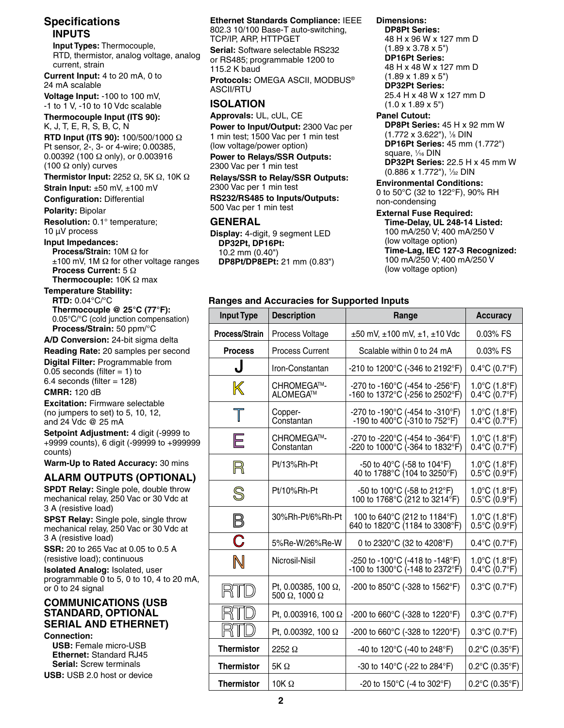## Specifications

### INPUTS

**Input Types:** Thermocouple, RTD, thermistor, analog voltage, analog current, strain

**Current Input:** 4 to 20 mA, 0 to 24 mA scalable

**Voltage Input:** -100 to 100 mV, -1 to 1 V, -10 to 10 Vdc scalable

**Thermocouple Input (ITS 90):** K, J, T, E, R, S, B, C, N

**RTD Input (ITS 90):** 100/500/1000 Ω Pt sensor, 2-, 3- or 4-wire; 0.00385, 0.00392 (100 Ω only), or 0.003916 (100 Ω only) curves

**Thermistor Input:** 2252 Ω, 5K Ω, 10K Ω

**Strain Input:** ±50 mV, ±100 mV

**Configuration:** Differential

**Polarity:** Bipolar

**Resolution:** 0.1° temperature; 10 µV process

**Input Impedances:**
- **Process/Strain:** 10M Ω for ±100 mV, 1M Ω for other voltage ranges
- **Process Current:** 5 Ω
- **Thermocouple:** 10K Ω max

**Temperature Stability:**
- **RTD:** 0.04°C/°C
- **Thermocouple @ 25°C (77°F):** 0.05°C/°C (cold junction compensation)
- **Process/Strain:** 50 ppm/°C

**A/D Conversion:** 24-bit sigma delta

**Reading Rate:** 20 samples per second

**Digital Filter:** Programmable from 0.05 seconds (filter = 1) to 6.4 seconds (filter = 128)

**CMRR:** 120 dB

**Excitation:** Firmware selectable (no jumpers to set) to 5, 10, 12, and 24 Vdc @ 25 mA

**Setpoint Adjustment:** 4 digit (-9999 to +9999 counts), 6 digit (-99999 to +999999 counts)

**Warm-Up to Rated Accuracy:** 30 mins

### ALARM OUTPUTS (OPTIONAL)

**SPDT Relay:** Single pole, double throw mechanical relay, 250 Vac or 30 Vdc at 3 A (resistive load)

**SPST Relay:** Single pole, single throw mechanical relay, 250 Vac or 30 Vdc at 3 A (resistive load)

**SSR:** 20 to 265 Vac at 0.05 to 0.5 A (resistive load); continuous

**Isolated Analog:** Isolated, user programmable 0 to 5, 0 to 10, 4 to 20 mA, or 0 to 24 signal

### COMMUNICATIONS (USB STANDARD, OPTIONAL SERIAL AND ETHERNET)

**Connection:**
- **USB:** Female micro-USB
- **Ethernet:** Standard RJ45
- **Serial:** Screw terminals

**USB:** USB 2.0 host or device

**Ethernet Standards Compliance:** IEEE 802.3 10/100 Base-T auto-switching, TCP/IP, ARP, HTTPGET

**Serial:** Software selectable RS232 or RS485; programmable 1200 to 115.2 K baud

**Protocols:** OMEGA ASCII, MODBUS® ASCII/RTU

### ISOLATION

**Approvals:** UL, cUL, CE

**Power to Input/Output:** 2300 Vac per 1 min test; 1500 Vac per 1 min test (low voltage/power option)

**Power to Relays/SSR Outputs:** 2300 Vac per 1 min test

**Relays/SSR to Relay/SSR Outputs:** 2300 Vac per 1 min test

**RS232/RS485 to Inputs/Outputs:** 500 Vac per 1 min test

### GENERAL

**Display:** 4-digit, 9 segment LED
- **DP32Pt, DP16Pt:** 10.2 mm (0.40")
- **DP8Pt/DP8EPt:** 21 mm (0.83")

**Dimensions:**
- **DP8Pt Series:** 48 H x 96 W x 127 mm D (1.89 x 3.78 x 5")
- **DP16Pt Series:** 48 H x 48 W x 127 mm D (1.89 x 1.89 x 5")
- **DP32Pt Series:** 25.4 H x 48 W x 127 mm D (1.0 x 1.89 x 5")

**Panel Cutout:**
- **DP8Pt Series:** 45 H x 92 mm W (1.772 x 3.622"), ⅛ DIN
- **DP16Pt Series:** 45 mm (1.772") square, 1/16 DIN
- **DP32Pt Series:** 22.5 H x 45 mm W (0.886 x 1.772"), 1/32 DIN

**Environmental Conditions:** 0 to 50°C (32 to 122°F), 90% RH non-condensing

**External Fuse Required:**
- **Time-Delay, UL 248-14 Listed:** 100 mA/250 V; 400 mA/250 V (low voltage option)
- **Time-Lag, IEC 127-3 Recognized:** 100 mA/250 V; 400 mA/250 V (low voltage option)

**Ranges and Accuracies for Supported Inputs**

| Input Type | Description | Range | Accuracy |
|---|---|---|---|
| Process/Strain | Process Voltage | ±50 mV, ±100 mV, ±1, ±10 Vdc | 0.03% FS |
| Process | Process Current | Scalable within 0 to 24 mA | 0.03% FS |
| J | Iron-Constantan | -210 to 1200°C (-346 to 2192°F) | 0.4°C (0.7°F) |
| K | CHROMEGA™-ALOMEGA™ | -270 to -160°C (-454 to -256°F)<br>-160 to 1372°C (-256 to 2502°F) | 1.0°C (1.8°F)<br>0.4°C (0.7°F) |
| T | Copper-Constantan | -270 to -190°C (-454 to -310°F)<br>-190 to 400°C (-310 to 752°F) | 1.0°C (1.8°F)<br>0.4°C (0.7°F) |
| E | CHROMEGA™-Constantan | -270 to -220°C (-454 to -364°F)<br>-220 to 1000°C (-364 to 1832°F) | 1.0°C (1.8°F)<br>0.4°C (0.7°F) |
| R | Pt/13%Rh-Pt | -50 to 40°C (-58 to 104°F)<br>40 to 1788°C (104 to 3250°F) | 1.0°C (1.8°F)<br>0.5°C (0.9°F) |
| S | Pt/10%Rh-Pt | -50 to 100°C (-58 to 212°F)<br>100 to 1768°C (212 to 3214°F) | 1.0°C (1.8°F)<br>0.5°C (0.9°F) |
| B | 30%Rh-Pt/6%Rh-Pt | 100 to 640°C (212 to 1184°F)<br>640 to 1820°C (1184 to 3308°F) | 1.0°C (1.8°F)<br>0.5°C (0.9°F) |
| C | 5%Re-W/26%Re-W | 0 to 2320°C (32 to 4208°F) | 0.4°C (0.7°F) |
| N | Nicrosil-Nisil | -250 to -100°C (-418 to -148°F)<br>-100 to 1300°C (-148 to 2372°F) | 1.0°C (1.8°F)<br>0.4°C (0.7°F) |
| RTD | Pt, 0.00385, 100 Ω, 500 Ω, 1000 Ω | -200 to 850°C (-328 to 1562°F) | 0.3°C (0.7°F) |
| RTD | Pt, 0.003916, 100 Ω | -200 to 660°C (-328 to 1220°F) | 0.3°C (0.7°F) |
| RTD | Pt, 0.00392, 100 Ω | -200 to 660°C (-328 to 1220°F) | 0.3°C (0.7°F) |
| Thermistor | 2252 Ω | -40 to 120°C (-40 to 248°F) | 0.2°C (0.35°F) |
| Thermistor | 5K Ω | -30 to 140°C (-22 to 284°F) | 0.2°C (0.35°F) |
| Thermistor | 10K Ω | -20 to 150°C (-4 to 302°F) | 0.2°C (0.35°F) |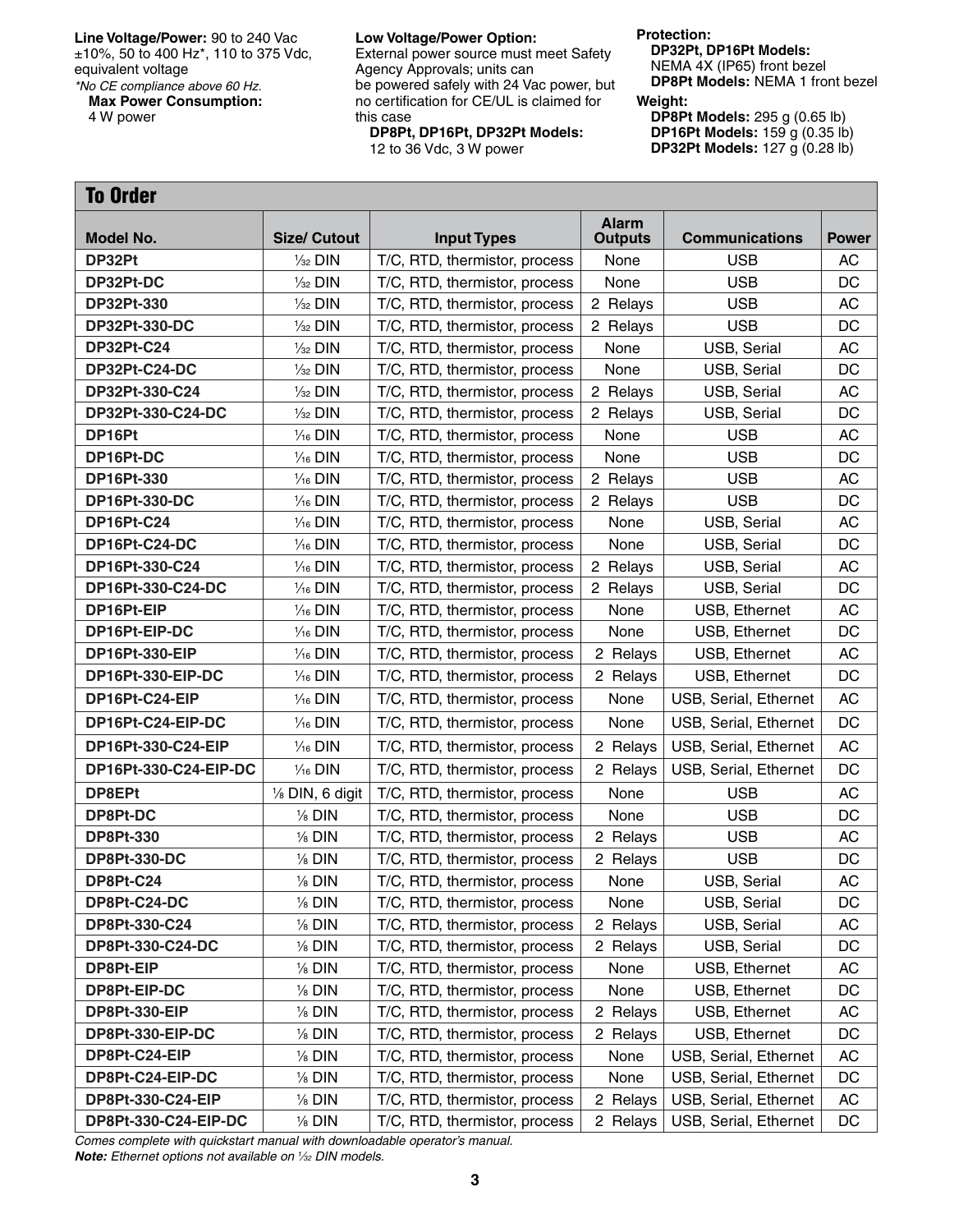**Line Voltage/Power:** 90 to 240 Vac ±10%, 50 to 400 Hz*, 110 to 375 Vdc, equivalent voltage

*\*No CE compliance above 60 Hz.*

**Max Power Consumption:** 4 W power

**Low Voltage/Power Option:** External power source must meet Safety Agency Approvals; units can be powered safely with 24 Vac power, but no certification for CE/UL is claimed for this case

**DP8Pt, DP16Pt, DP32Pt Models:** 12 to 36 Vdc, 3 W power

**Protection:**

**DP32Pt, DP16Pt Models:** NEMA 4X (IP65) front bezel

**DP8Pt Models:** NEMA 1 front bezel

**Weight:**

**DP8Pt Models:** 295 g (0.65 lb)

**DP16Pt Models:** 159 g (0.35 lb)

**DP32Pt Models:** 127 g (0.28 lb)

## To Order

| Model No. | Size/ Cutout | Input Types | Alarm Outputs | Communications | Power |
|---|---|---|---|---|---|
| **DP32Pt** | 1⁄32 DIN | T/C, RTD, thermistor, process | None | USB | AC |
| **DP32Pt-DC** | 1⁄32 DIN | T/C, RTD, thermistor, process | None | USB | DC |
| **DP32Pt-330** | 1⁄32 DIN | T/C, RTD, thermistor, process | 2 Relays | USB | AC |
| **DP32Pt-330-DC** | 1⁄32 DIN | T/C, RTD, thermistor, process | 2 Relays | USB | DC |
| **DP32Pt-C24** | 1⁄32 DIN | T/C, RTD, thermistor, process | None | USB, Serial | AC |
| **DP32Pt-C24-DC** | 1⁄32 DIN | T/C, RTD, thermistor, process | None | USB, Serial | DC |
| **DP32Pt-330-C24** | 1⁄32 DIN | T/C, RTD, thermistor, process | 2 Relays | USB, Serial | AC |
| **DP32Pt-330-C24-DC** | 1⁄32 DIN | T/C, RTD, thermistor, process | 2 Relays | USB, Serial | DC |
| **DP16Pt** | 1⁄16 DIN | T/C, RTD, thermistor, process | None | USB | AC |
| **DP16Pt-DC** | 1⁄16 DIN | T/C, RTD, thermistor, process | None | USB | DC |
| **DP16Pt-330** | 1⁄16 DIN | T/C, RTD, thermistor, process | 2 Relays | USB | AC |
| **DP16Pt-330-DC** | 1⁄16 DIN | T/C, RTD, thermistor, process | 2 Relays | USB | DC |
| **DP16Pt-C24** | 1⁄16 DIN | T/C, RTD, thermistor, process | None | USB, Serial | AC |
| **DP16Pt-C24-DC** | 1⁄16 DIN | T/C, RTD, thermistor, process | None | USB, Serial | DC |
| **DP16Pt-330-C24** | 1⁄16 DIN | T/C, RTD, thermistor, process | 2 Relays | USB, Serial | AC |
| **DP16Pt-330-C24-DC** | 1⁄16 DIN | T/C, RTD, thermistor, process | 2 Relays | USB, Serial | DC |
| **DP16Pt-EIP** | 1⁄16 DIN | T/C, RTD, thermistor, process | None | USB, Ethernet | AC |
| **DP16Pt-EIP-DC** | 1⁄16 DIN | T/C, RTD, thermistor, process | None | USB, Ethernet | DC |
| **DP16Pt-330-EIP** | 1⁄16 DIN | T/C, RTD, thermistor, process | 2 Relays | USB, Ethernet | AC |
| **DP16Pt-330-EIP-DC** | 1⁄16 DIN | T/C, RTD, thermistor, process | 2 Relays | USB, Ethernet | DC |
| **DP16Pt-C24-EIP** | 1⁄16 DIN | T/C, RTD, thermistor, process | None | USB, Serial, Ethernet | AC |
| **DP16Pt-C24-EIP-DC** | 1⁄16 DIN | T/C, RTD, thermistor, process | None | USB, Serial, Ethernet | DC |
| **DP16Pt-330-C24-EIP** | 1⁄16 DIN | T/C, RTD, thermistor, process | 2 Relays | USB, Serial, Ethernet | AC |
| **DP16Pt-330-C24-EIP-DC** | 1⁄16 DIN | T/C, RTD, thermistor, process | 2 Relays | USB, Serial, Ethernet | DC |
| **DP8EPt** | 1⁄8 DIN, 6 digit | T/C, RTD, thermistor, process | None | USB | AC |
| **DP8Pt-DC** | 1⁄8 DIN | T/C, RTD, thermistor, process | None | USB | DC |
| **DP8Pt-330** | 1⁄8 DIN | T/C, RTD, thermistor, process | 2 Relays | USB | AC |
| **DP8Pt-330-DC** | 1⁄8 DIN | T/C, RTD, thermistor, process | 2 Relays | USB | DC |
| **DP8Pt-C24** | 1⁄8 DIN | T/C, RTD, thermistor, process | None | USB, Serial | AC |
| **DP8Pt-C24-DC** | 1⁄8 DIN | T/C, RTD, thermistor, process | None | USB, Serial | DC |
| **DP8Pt-330-C24** | 1⁄8 DIN | T/C, RTD, thermistor, process | 2 Relays | USB, Serial | AC |
| **DP8Pt-330-C24-DC** | 1⁄8 DIN | T/C, RTD, thermistor, process | 2 Relays | USB, Serial | DC |
| **DP8Pt-EIP** | 1⁄8 DIN | T/C, RTD, thermistor, process | None | USB, Ethernet | AC |
| **DP8Pt-EIP-DC** | 1⁄8 DIN | T/C, RTD, thermistor, process | None | USB, Ethernet | DC |
| **DP8Pt-330-EIP** | 1⁄8 DIN | T/C, RTD, thermistor, process | 2 Relays | USB, Ethernet | AC |
| **DP8Pt-330-EIP-DC** | 1⁄8 DIN | T/C, RTD, thermistor, process | 2 Relays | USB, Ethernet | DC |
| **DP8Pt-C24-EIP** | 1⁄8 DIN | T/C, RTD, thermistor, process | None | USB, Serial, Ethernet | AC |
| **DP8Pt-C24-EIP-DC** | 1⁄8 DIN | T/C, RTD, thermistor, process | None | USB, Serial, Ethernet | DC |
| **DP8Pt-330-C24-EIP** | 1⁄8 DIN | T/C, RTD, thermistor, process | 2 Relays | USB, Serial, Ethernet | AC |
| **DP8Pt-330-C24-EIP-DC** | 1⁄8 DIN | T/C, RTD, thermistor, process | 2 Relays | USB, Serial, Ethernet | DC |

*Comes complete with quickstart manual with downloadable operator's manual.*

***Note:** Ethernet options not available on 1⁄32 DIN models.*